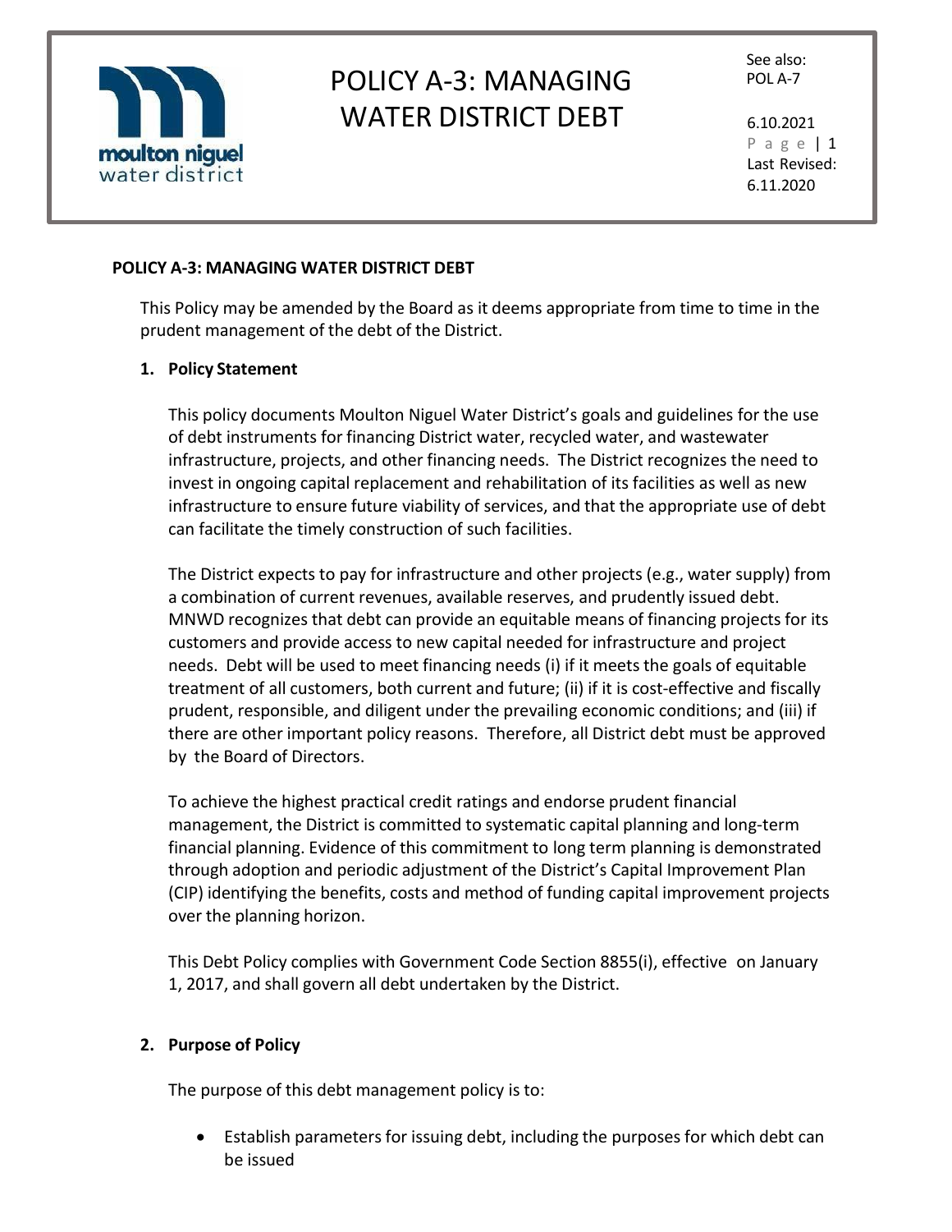# POLICY A-3: MANAGING WATER DISTRICT DEBT

See also: POL A-7

6.10.2021

Last Revised: 6.11.2020

**POLICY A-3: MANAGING WATER DISTRICT DEBT**

This Policy may be amended by the Board as it deems appropriate from time to time in the prudent management of the debt of the District.

## 1. Policy Statement

This policy documents Moulton Niguel Water District's goals and guidelines for the use of debt instruments for financing District water, recycled water, and wastewater infrastructure, projects, and other financing needs. The District recognizes the need to invest in ongoing capital replacement and rehabilitation of its facilities as well as new infrastructure to ensure future viability of services, and that the appropriate use of debt can facilitate the timely construction of such facilities.

The District expects to pay for infrastructure and other projects (e.g., water supply) from a combination of current revenues, available reserves, and prudently issued debt. MNWD recognizes that debt can provide an equitable means of financing projects for its customers and provide access to new capital needed for infrastructure and project needs. Debt will be used to meet financing needs (i) if it meets the goals of equitable treatment of all customers, both current and future; (ii) if it is cost-effective and fiscally prudent, responsible, and diligent under the prevailing economic conditions; and (iii) if there are other important policy reasons. Therefore, all District debt must be approved by the Board of Directors.

To achieve the highest practical credit ratings and endorse prudent financial management, the District is committed to systematic capital planning and long-term financial planning. Evidence of this commitment to long term planning is demonstrated through adoption and periodic adjustment of the District's Capital Improvement Plan (CIP) identifying the benefits, costs and method of funding capital improvement projects over the planning horizon.

This Debt Policy complies with Government Code Section 8855(i), effective on January 1, 2017, and shall govern all debt undertaken by the District.

## 2. Purpose of Policy

The purpose of this debt management policy is to:

- Establish parameters for issuing debt, including the purposes for which debt can be issued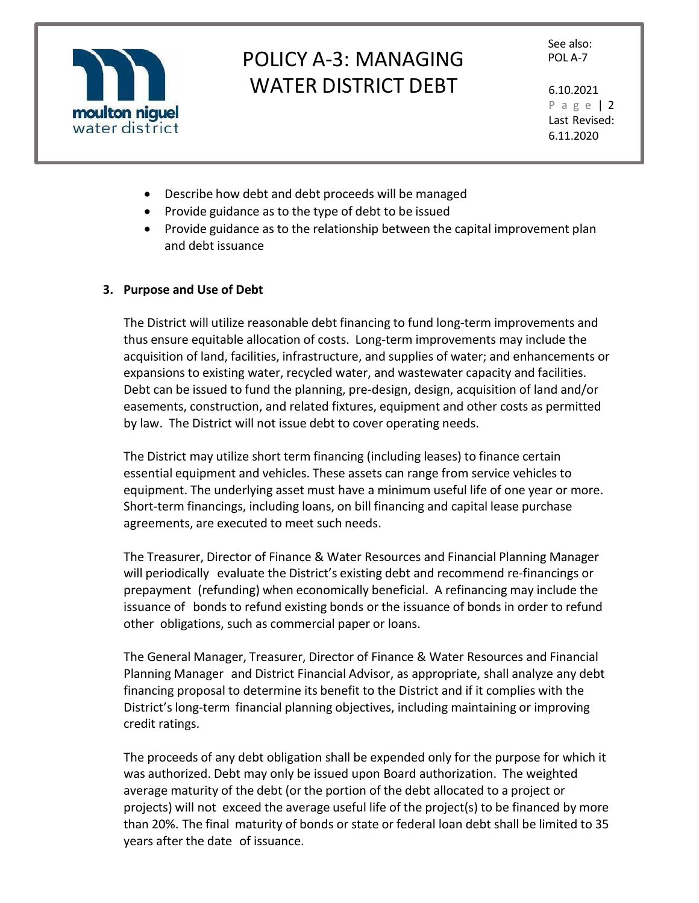- Describe how debt and debt proceeds will be managed
- Provide guidance as to the type of debt to be issued
- Provide guidance as to the relationship between the capital improvement plan and debt issuance

**3. Purpose and Use of Debt**

The District will utilize reasonable debt financing to fund long-term improvements and thus ensure equitable allocation of costs. Long-term improvements may include the acquisition of land, facilities, infrastructure, and supplies of water; and enhancements or expansions to existing water, recycled water, and wastewater capacity and facilities. Debt can be issued to fund the planning, pre-design, design, acquisition of land and/or easements, construction, and related fixtures, equipment and other costs as permitted by law. The District will not issue debt to cover operating needs.

The District may utilize short term financing (including leases) to finance certain essential equipment and vehicles. These assets can range from service vehicles to equipment. The underlying asset must have a minimum useful life of one year or more. Short-term financings, including loans, on bill financing and capital lease purchase agreements, are executed to meet such needs.

The Treasurer, Director of Finance & Water Resources and Financial Planning Manager will periodically evaluate the District's existing debt and recommend re-financings or prepayment (refunding) when economically beneficial. A refinancing may include the issuance of bonds to refund existing bonds or the issuance of bonds in order to refund other obligations, such as commercial paper or loans.

The General Manager, Treasurer, Director of Finance & Water Resources and Financial Planning Manager and District Financial Advisor, as appropriate, shall analyze any debt financing proposal to determine its benefit to the District and if it complies with the District's long-term financial planning objectives, including maintaining or improving credit ratings.

The proceeds of any debt obligation shall be expended only for the purpose for which it was authorized. Debt may only be issued upon Board authorization. The weighted average maturity of the debt (or the portion of the debt allocated to a project or projects) will not exceed the average useful life of the project(s) to be financed by more than 20%. The final maturity of bonds or state or federal loan debt shall be limited to 35 years after the date of issuance.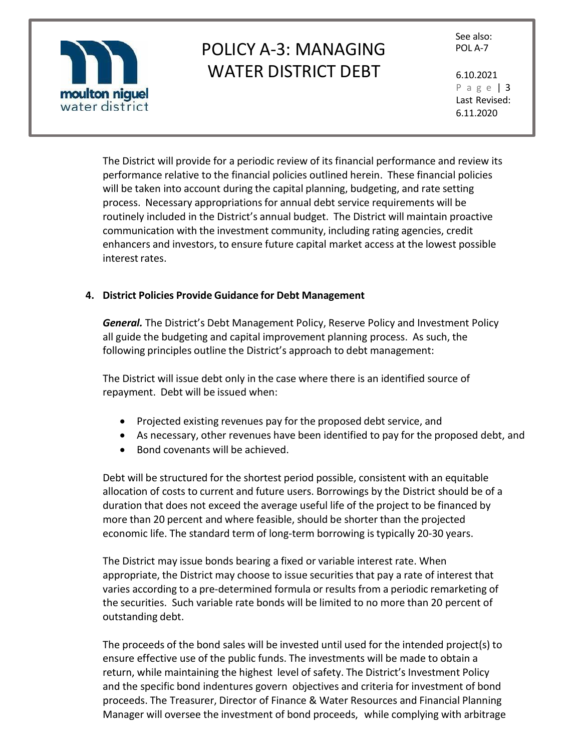The District will provide for a periodic review of its financial performance and review its performance relative to the financial policies outlined herein. These financial policies will be taken into account during the capital planning, budgeting, and rate setting process. Necessary appropriations for annual debt service requirements will be routinely included in the District's annual budget. The District will maintain proactive communication with the investment community, including rating agencies, credit enhancers and investors, to ensure future capital market access at the lowest possible interest rates.

**4. District Policies Provide Guidance for Debt Management**

***General.*** The District's Debt Management Policy, Reserve Policy and Investment Policy all guide the budgeting and capital improvement planning process. As such, the following principles outline the District's approach to debt management:

The District will issue debt only in the case where there is an identified source of repayment. Debt will be issued when:

- Projected existing revenues pay for the proposed debt service, and
- As necessary, other revenues have been identified to pay for the proposed debt, and
- Bond covenants will be achieved.

Debt will be structured for the shortest period possible, consistent with an equitable allocation of costs to current and future users. Borrowings by the District should be of a duration that does not exceed the average useful life of the project to be financed by more than 20 percent and where feasible, should be shorter than the projected economic life. The standard term of long-term borrowing is typically 20-30 years.

The District may issue bonds bearing a fixed or variable interest rate. When appropriate, the District may choose to issue securities that pay a rate of interest that varies according to a pre-determined formula or results from a periodic remarketing of the securities. Such variable rate bonds will be limited to no more than 20 percent of outstanding debt.

The proceeds of the bond sales will be invested until used for the intended project(s) to ensure effective use of the public funds. The investments will be made to obtain a return, while maintaining the highest level of safety. The District's Investment Policy and the specific bond indentures govern objectives and criteria for investment of bond proceeds. The Treasurer, Director of Finance & Water Resources and Financial Planning Manager will oversee the investment of bond proceeds, while complying with arbitrage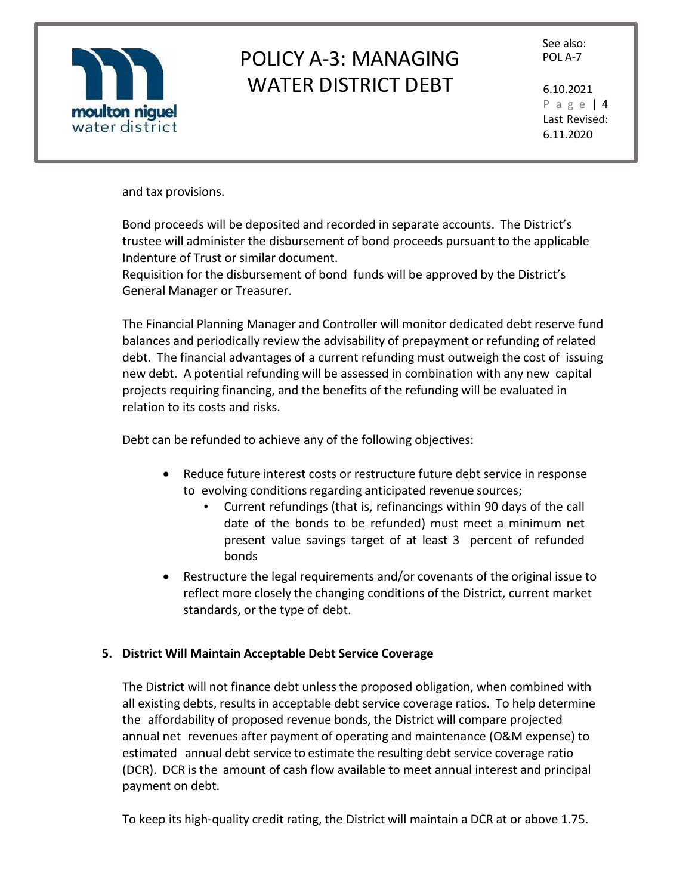and tax provisions.

Bond proceeds will be deposited and recorded in separate accounts. The District's trustee will administer the disbursement of bond proceeds pursuant to the applicable Indenture of Trust or similar document.
Requisition for the disbursement of bond funds will be approved by the District's General Manager or Treasurer.

The Financial Planning Manager and Controller will monitor dedicated debt reserve fund balances and periodically review the advisability of prepayment or refunding of related debt. The financial advantages of a current refunding must outweigh the cost of issuing new debt. A potential refunding will be assessed in combination with any new capital projects requiring financing, and the benefits of the refunding will be evaluated in relation to its costs and risks.

Debt can be refunded to achieve any of the following objectives:

- Reduce future interest costs or restructure future debt service in response to evolving conditions regarding anticipated revenue sources;
  - Current refundings (that is, refinancings within 90 days of the call date of the bonds to be refunded) must meet a minimum net present value savings target of at least 3 percent of refunded bonds
- Restructure the legal requirements and/or covenants of the original issue to reflect more closely the changing conditions of the District, current market standards, or the type of debt.

**5. District Will Maintain Acceptable Debt Service Coverage**

The District will not finance debt unless the proposed obligation, when combined with all existing debts, results in acceptable debt service coverage ratios. To help determine the affordability of proposed revenue bonds, the District will compare projected annual net revenues after payment of operating and maintenance (O&M expense) to estimated annual debt service to estimate the resulting debt service coverage ratio (DCR). DCR is the amount of cash flow available to meet annual interest and principal payment on debt.

To keep its high-quality credit rating, the District will maintain a DCR at or above 1.75.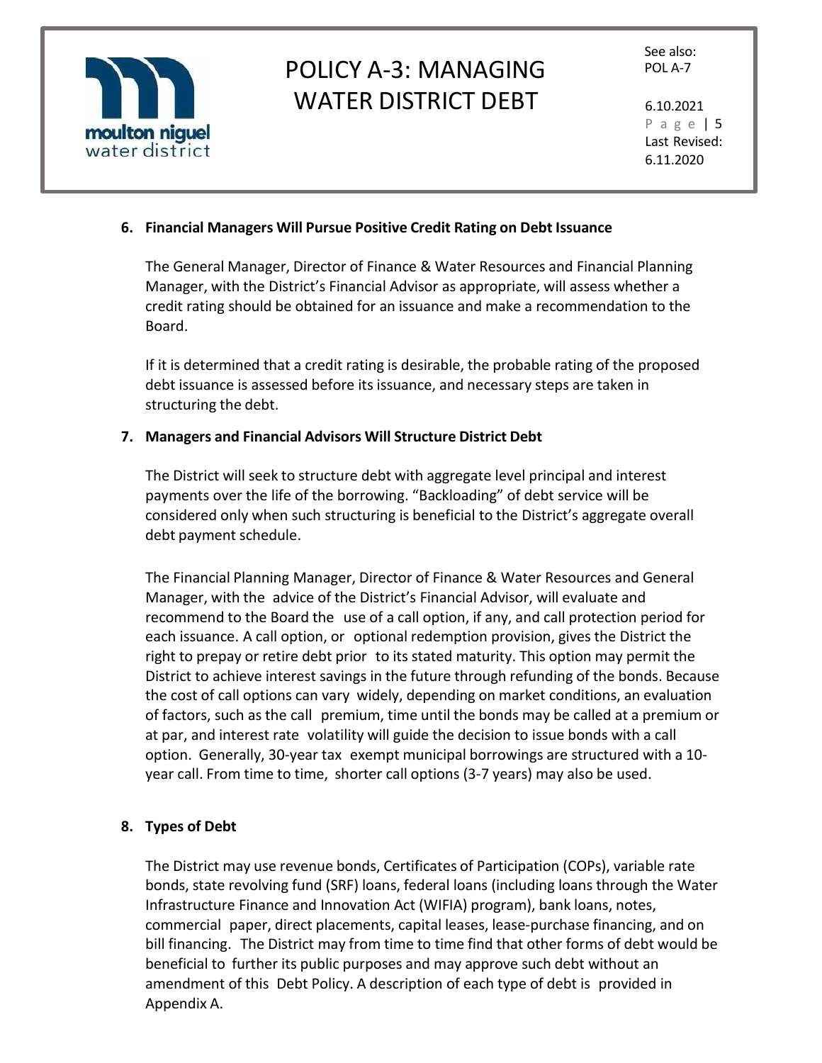6. **Financial Managers Will Pursue Positive Credit Rating on Debt Issuance**

   The General Manager, Director of Finance & Water Resources and Financial Planning Manager, with the District's Financial Advisor as appropriate, will assess whether a credit rating should be obtained for an issuance and make a recommendation to the Board.

   If it is determined that a credit rating is desirable, the probable rating of the proposed debt issuance is assessed before its issuance, and necessary steps are taken in structuring the debt.

7. **Managers and Financial Advisors Will Structure District Debt**

   The District will seek to structure debt with aggregate level principal and interest payments over the life of the borrowing. "Backloading" of debt service will be considered only when such structuring is beneficial to the District's aggregate overall debt payment schedule.

   The Financial Planning Manager, Director of Finance & Water Resources and General Manager, with the advice of the District's Financial Advisor, will evaluate and recommend to the Board the use of a call option, if any, and call protection period for each issuance. A call option, or optional redemption provision, gives the District the right to prepay or retire debt prior to its stated maturity. This option may permit the District to achieve interest savings in the future through refunding of the bonds. Because the cost of call options can vary widely, depending on market conditions, an evaluation of factors, such as the call premium, time until the bonds may be called at a premium or at par, and interest rate volatility will guide the decision to issue bonds with a call option. Generally, 30-year tax exempt municipal borrowings are structured with a 10-year call. From time to time, shorter call options (3-7 years) may also be used.

8. **Types of Debt**

   The District may use revenue bonds, Certificates of Participation (COPs), variable rate bonds, state revolving fund (SRF) loans, federal loans (including loans through the Water Infrastructure Finance and Innovation Act (WIFIA) program), bank loans, notes, commercial paper, direct placements, capital leases, lease-purchase financing, and on bill financing. The District may from time to time find that other forms of debt would be beneficial to further its public purposes and may approve such debt without an amendment of this Debt Policy. A description of each type of debt is provided in Appendix A.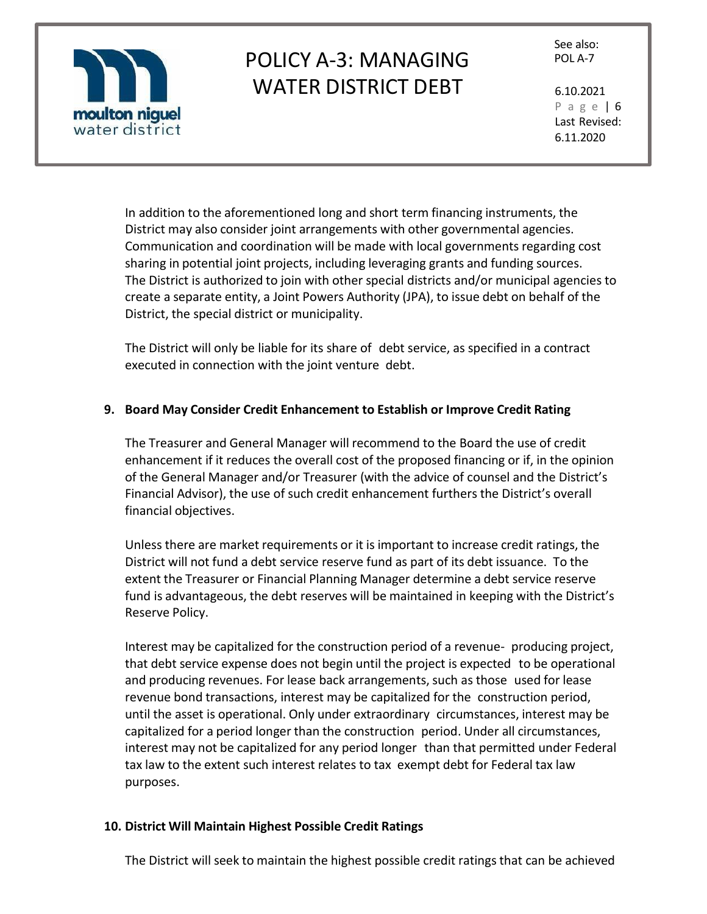In addition to the aforementioned long and short term financing instruments, the District may also consider joint arrangements with other governmental agencies. Communication and coordination will be made with local governments regarding cost sharing in potential joint projects, including leveraging grants and funding sources. The District is authorized to join with other special districts and/or municipal agencies to create a separate entity, a Joint Powers Authority (JPA), to issue debt on behalf of the District, the special district or municipality.

The District will only be liable for its share of debt service, as specified in a contract executed in connection with the joint venture debt.

**9. Board May Consider Credit Enhancement to Establish or Improve Credit Rating**

The Treasurer and General Manager will recommend to the Board the use of credit enhancement if it reduces the overall cost of the proposed financing or if, in the opinion of the General Manager and/or Treasurer (with the advice of counsel and the District's Financial Advisor), the use of such credit enhancement furthers the District's overall financial objectives.

Unless there are market requirements or it is important to increase credit ratings, the District will not fund a debt service reserve fund as part of its debt issuance. To the extent the Treasurer or Financial Planning Manager determine a debt service reserve fund is advantageous, the debt reserves will be maintained in keeping with the District's Reserve Policy.

Interest may be capitalized for the construction period of a revenue- producing project, that debt service expense does not begin until the project is expected to be operational and producing revenues. For lease back arrangements, such as those used for lease revenue bond transactions, interest may be capitalized for the construction period, until the asset is operational. Only under extraordinary circumstances, interest may be capitalized for a period longer than the construction period. Under all circumstances, interest may not be capitalized for any period longer than that permitted under Federal tax law to the extent such interest relates to tax exempt debt for Federal tax law purposes.

**10. District Will Maintain Highest Possible Credit Ratings**

The District will seek to maintain the highest possible credit ratings that can be achieved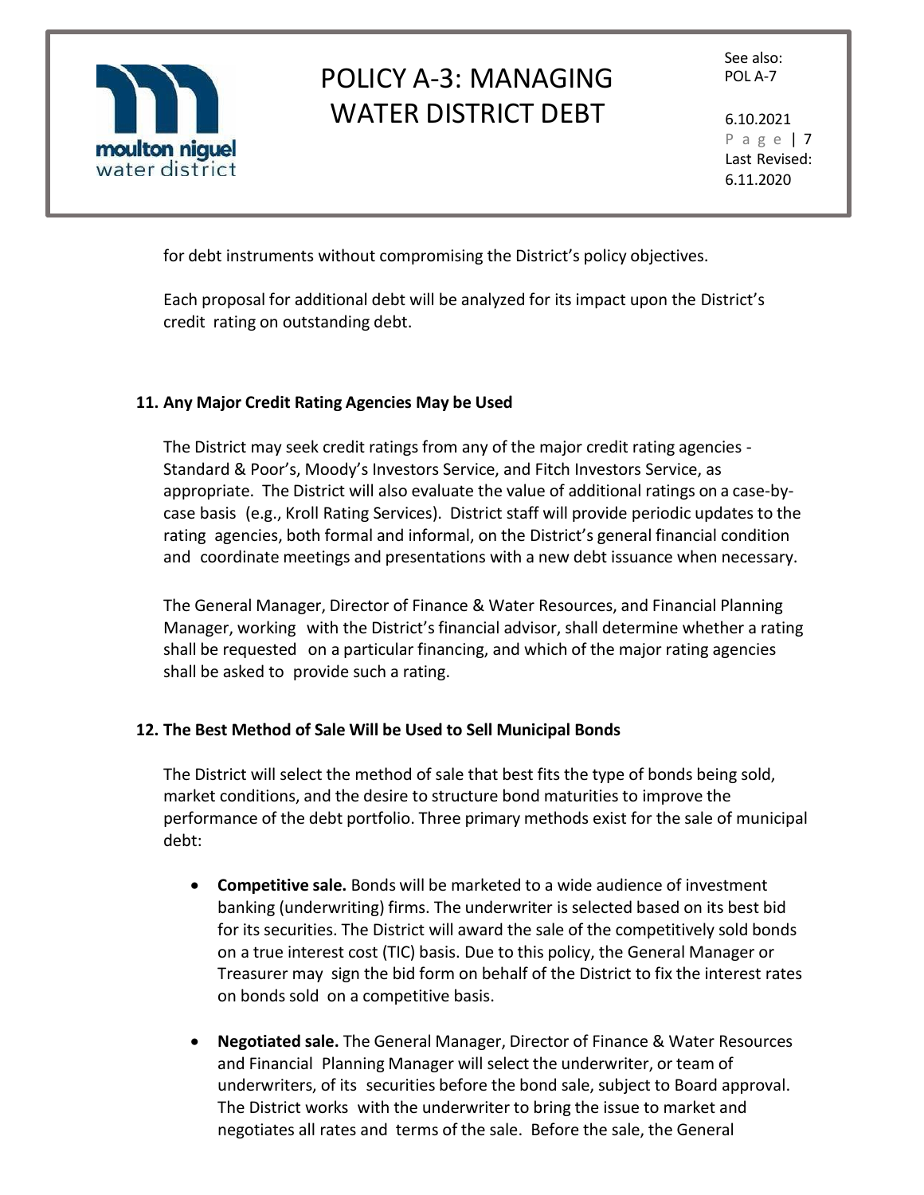for debt instruments without compromising the District's policy objectives.

Each proposal for additional debt will be analyzed for its impact upon the District's credit rating on outstanding debt.

### 11. Any Major Credit Rating Agencies May be Used

The District may seek credit ratings from any of the major credit rating agencies - Standard & Poor's, Moody's Investors Service, and Fitch Investors Service, as appropriate. The District will also evaluate the value of additional ratings on a case-by-case basis (e.g., Kroll Rating Services). District staff will provide periodic updates to the rating agencies, both formal and informal, on the District's general financial condition and coordinate meetings and presentations with a new debt issuance when necessary.

The General Manager, Director of Finance & Water Resources, and Financial Planning Manager, working with the District's financial advisor, shall determine whether a rating shall be requested on a particular financing, and which of the major rating agencies shall be asked to provide such a rating.

### 12. The Best Method of Sale Will be Used to Sell Municipal Bonds

The District will select the method of sale that best fits the type of bonds being sold, market conditions, and the desire to structure bond maturities to improve the performance of the debt portfolio. Three primary methods exist for the sale of municipal debt:

- **Competitive sale.** Bonds will be marketed to a wide audience of investment banking (underwriting) firms. The underwriter is selected based on its best bid for its securities. The District will award the sale of the competitively sold bonds on a true interest cost (TIC) basis. Due to this policy, the General Manager or Treasurer may sign the bid form on behalf of the District to fix the interest rates on bonds sold on a competitive basis.

- **Negotiated sale.** The General Manager, Director of Finance & Water Resources and Financial Planning Manager will select the underwriter, or team of underwriters, of its securities before the bond sale, subject to Board approval. The District works with the underwriter to bring the issue to market and negotiates all rates and terms of the sale. Before the sale, the General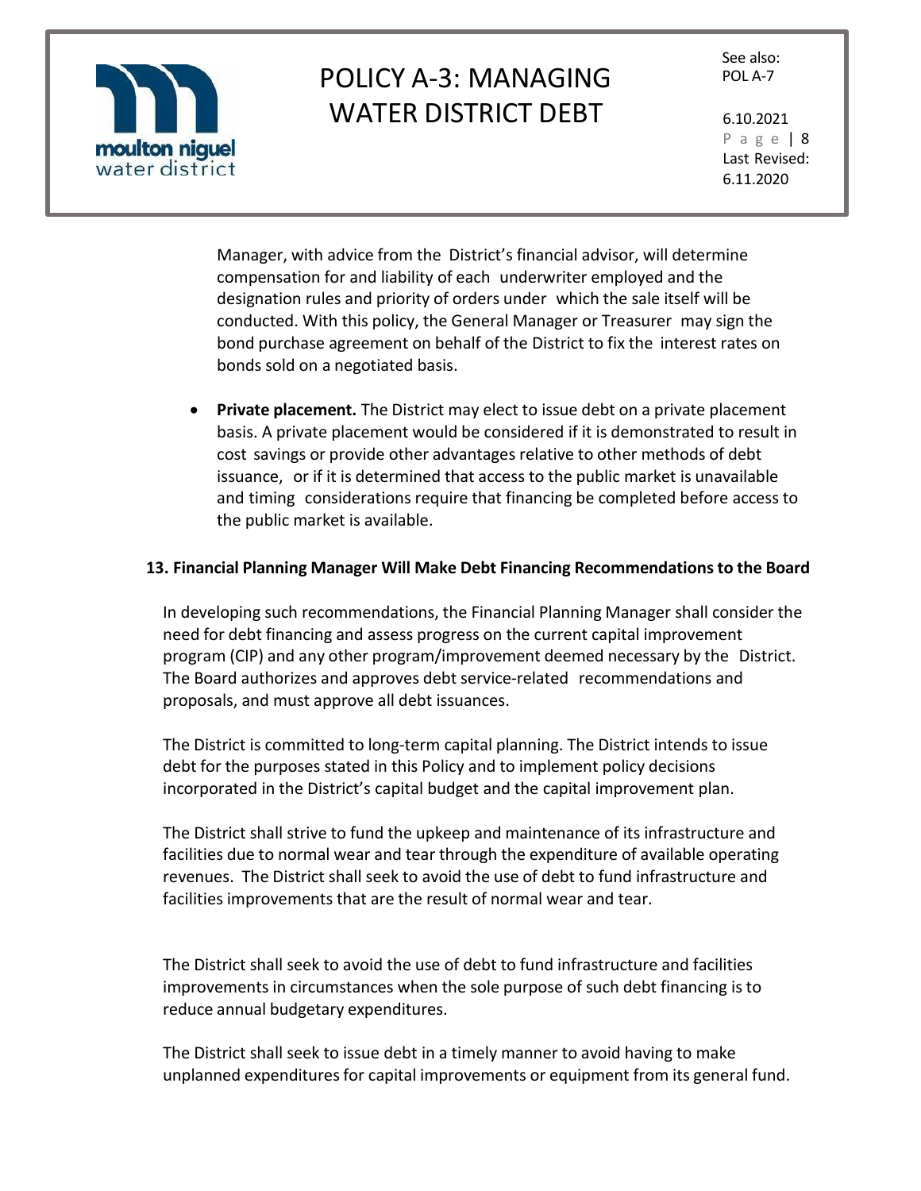Manager, with advice from the District's financial advisor, will determine compensation for and liability of each underwriter employed and the designation rules and priority of orders under which the sale itself will be conducted. With this policy, the General Manager or Treasurer may sign the bond purchase agreement on behalf of the District to fix the interest rates on bonds sold on a negotiated basis.

- **Private placement.** The District may elect to issue debt on a private placement basis. A private placement would be considered if it is demonstrated to result in cost savings or provide other advantages relative to other methods of debt issuance, or if it is determined that access to the public market is unavailable and timing considerations require that financing be completed before access to the public market is available.

### 13. Financial Planning Manager Will Make Debt Financing Recommendations to the Board

In developing such recommendations, the Financial Planning Manager shall consider the need for debt financing and assess progress on the current capital improvement program (CIP) and any other program/improvement deemed necessary by the District. The Board authorizes and approves debt service-related recommendations and proposals, and must approve all debt issuances.

The District is committed to long-term capital planning. The District intends to issue debt for the purposes stated in this Policy and to implement policy decisions incorporated in the District's capital budget and the capital improvement plan.

The District shall strive to fund the upkeep and maintenance of its infrastructure and facilities due to normal wear and tear through the expenditure of available operating revenues. The District shall seek to avoid the use of debt to fund infrastructure and facilities improvements that are the result of normal wear and tear.

The District shall seek to avoid the use of debt to fund infrastructure and facilities improvements in circumstances when the sole purpose of such debt financing is to reduce annual budgetary expenditures.

The District shall seek to issue debt in a timely manner to avoid having to make unplanned expenditures for capital improvements or equipment from its general fund.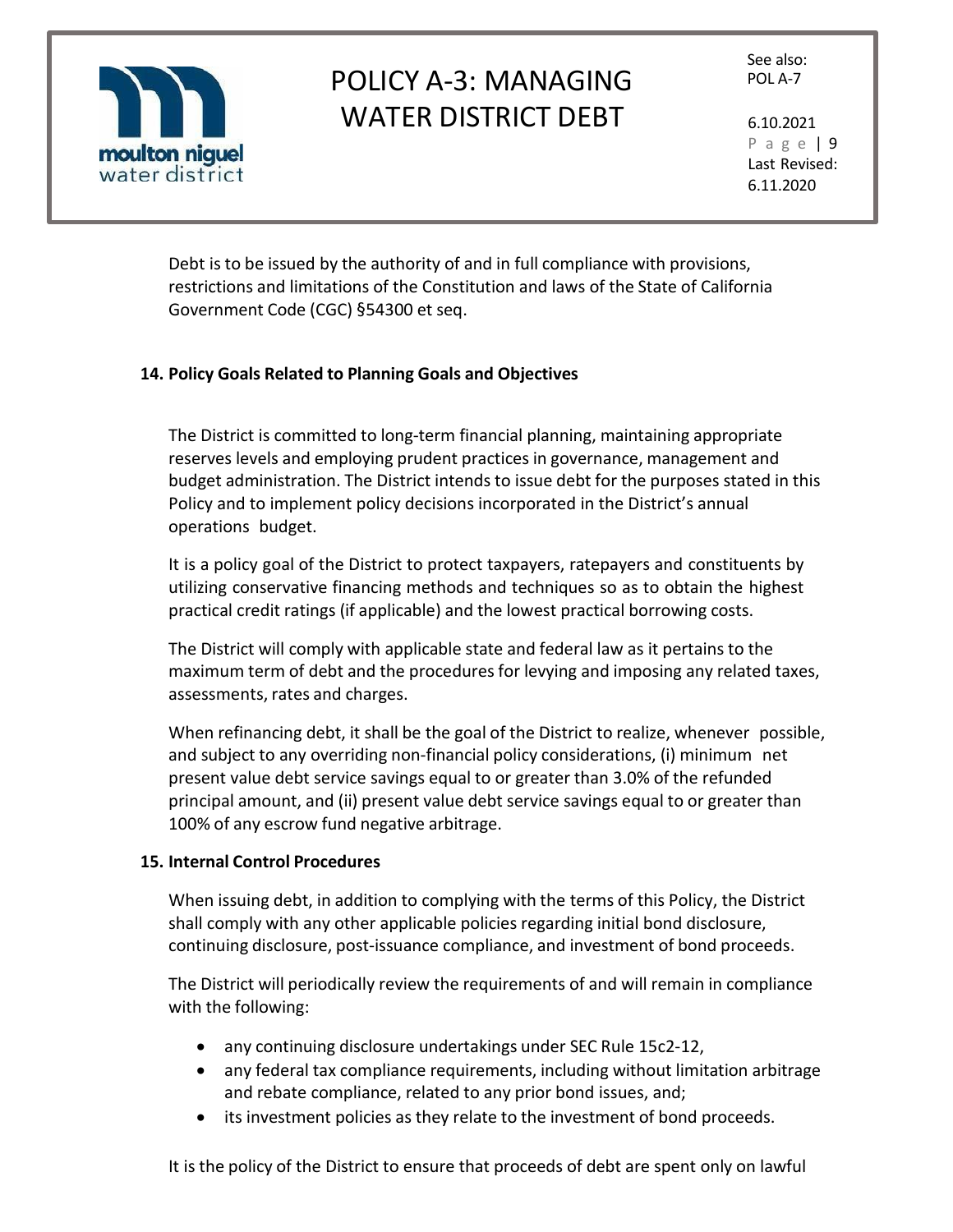Debt is to be issued by the authority of and in full compliance with provisions, restrictions and limitations of the Constitution and laws of the State of California Government Code (CGC) §54300 et seq.

## 14. Policy Goals Related to Planning Goals and Objectives

The District is committed to long-term financial planning, maintaining appropriate reserves levels and employing prudent practices in governance, management and budget administration. The District intends to issue debt for the purposes stated in this Policy and to implement policy decisions incorporated in the District's annual operations budget.

It is a policy goal of the District to protect taxpayers, ratepayers and constituents by utilizing conservative financing methods and techniques so as to obtain the highest practical credit ratings (if applicable) and the lowest practical borrowing costs.

The District will comply with applicable state and federal law as it pertains to the maximum term of debt and the procedures for levying and imposing any related taxes, assessments, rates and charges.

When refinancing debt, it shall be the goal of the District to realize, whenever possible, and subject to any overriding non-financial policy considerations, (i) minimum net present value debt service savings equal to or greater than 3.0% of the refunded principal amount, and (ii) present value debt service savings equal to or greater than 100% of any escrow fund negative arbitrage.

## 15. Internal Control Procedures

When issuing debt, in addition to complying with the terms of this Policy, the District shall comply with any other applicable policies regarding initial bond disclosure, continuing disclosure, post-issuance compliance, and investment of bond proceeds.

The District will periodically review the requirements of and will remain in compliance with the following:

- any continuing disclosure undertakings under SEC Rule 15c2-12,
- any federal tax compliance requirements, including without limitation arbitrage and rebate compliance, related to any prior bond issues, and;
- its investment policies as they relate to the investment of bond proceeds.

It is the policy of the District to ensure that proceeds of debt are spent only on lawful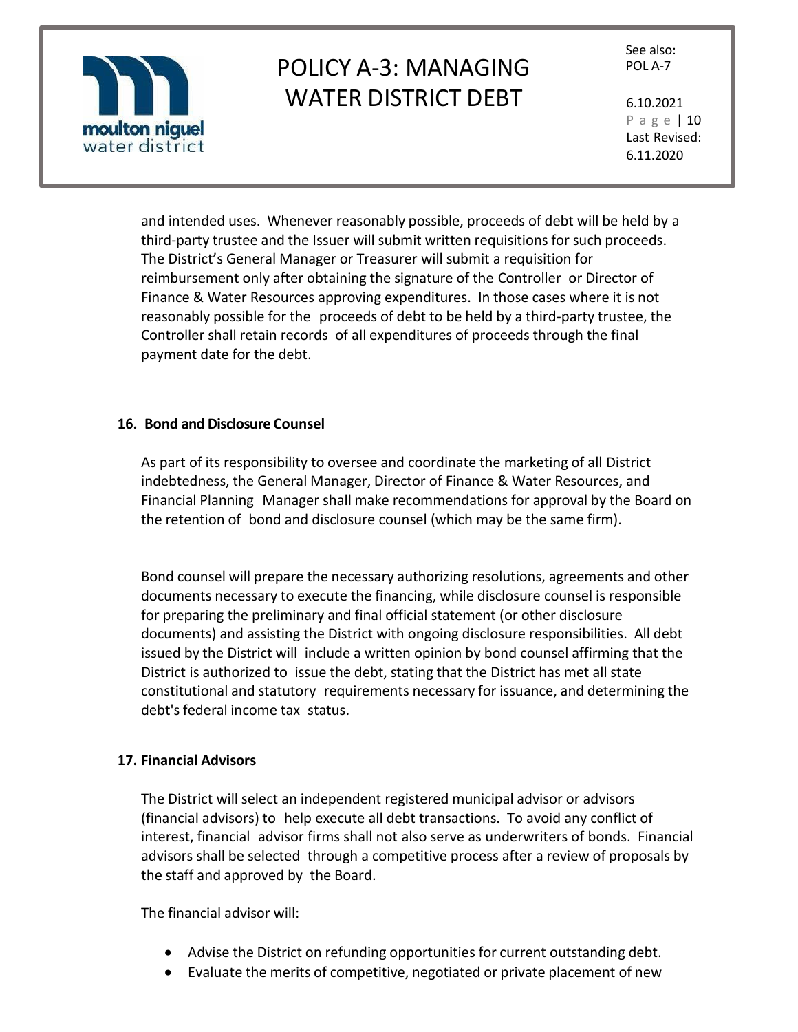and intended uses. Whenever reasonably possible, proceeds of debt will be held by a third-party trustee and the Issuer will submit written requisitions for such proceeds. The District's General Manager or Treasurer will submit a requisition for reimbursement only after obtaining the signature of the Controller or Director of Finance & Water Resources approving expenditures. In those cases where it is not reasonably possible for the proceeds of debt to be held by a third-party trustee, the Controller shall retain records of all expenditures of proceeds through the final payment date for the debt.

**16. Bond and Disclosure Counsel**

As part of its responsibility to oversee and coordinate the marketing of all District indebtedness, the General Manager, Director of Finance & Water Resources, and Financial Planning Manager shall make recommendations for approval by the Board on the retention of bond and disclosure counsel (which may be the same firm).

Bond counsel will prepare the necessary authorizing resolutions, agreements and other documents necessary to execute the financing, while disclosure counsel is responsible for preparing the preliminary and final official statement (or other disclosure documents) and assisting the District with ongoing disclosure responsibilities. All debt issued by the District will include a written opinion by bond counsel affirming that the District is authorized to issue the debt, stating that the District has met all state constitutional and statutory requirements necessary for issuance, and determining the debt's federal income tax status.

**17. Financial Advisors**

The District will select an independent registered municipal advisor or advisors (financial advisors) to help execute all debt transactions. To avoid any conflict of interest, financial advisor firms shall not also serve as underwriters of bonds. Financial advisors shall be selected through a competitive process after a review of proposals by the staff and approved by the Board.

The financial advisor will:

- Advise the District on refunding opportunities for current outstanding debt.
- Evaluate the merits of competitive, negotiated or private placement of new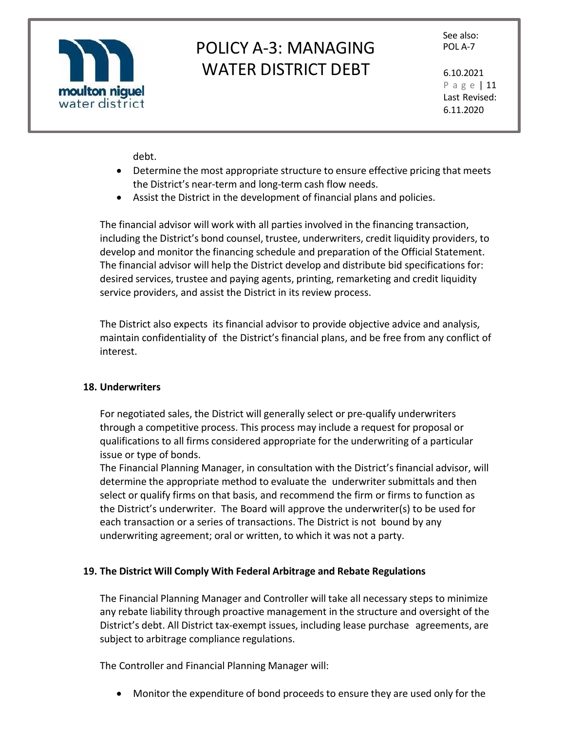debt.

- Determine the most appropriate structure to ensure effective pricing that meets the District's near-term and long-term cash flow needs.
- Assist the District in the development of financial plans and policies.

The financial advisor will work with all parties involved in the financing transaction, including the District's bond counsel, trustee, underwriters, credit liquidity providers, to develop and monitor the financing schedule and preparation of the Official Statement. The financial advisor will help the District develop and distribute bid specifications for: desired services, trustee and paying agents, printing, remarketing and credit liquidity service providers, and assist the District in its review process.

The District also expects its financial advisor to provide objective advice and analysis, maintain confidentiality of the District's financial plans, and be free from any conflict of interest.

### 18. Underwriters

For negotiated sales, the District will generally select or pre-qualify underwriters through a competitive process. This process may include a request for proposal or qualifications to all firms considered appropriate for the underwriting of a particular issue or type of bonds.

The Financial Planning Manager, in consultation with the District's financial advisor, will determine the appropriate method to evaluate the underwriter submittals and then select or qualify firms on that basis, and recommend the firm or firms to function as the District's underwriter. The Board will approve the underwriter(s) to be used for each transaction or a series of transactions. The District is not bound by any underwriting agreement; oral or written, to which it was not a party.

### 19. The District Will Comply With Federal Arbitrage and Rebate Regulations

The Financial Planning Manager and Controller will take all necessary steps to minimize any rebate liability through proactive management in the structure and oversight of the District's debt. All District tax-exempt issues, including lease purchase agreements, are subject to arbitrage compliance regulations.

The Controller and Financial Planning Manager will:

- Monitor the expenditure of bond proceeds to ensure they are used only for the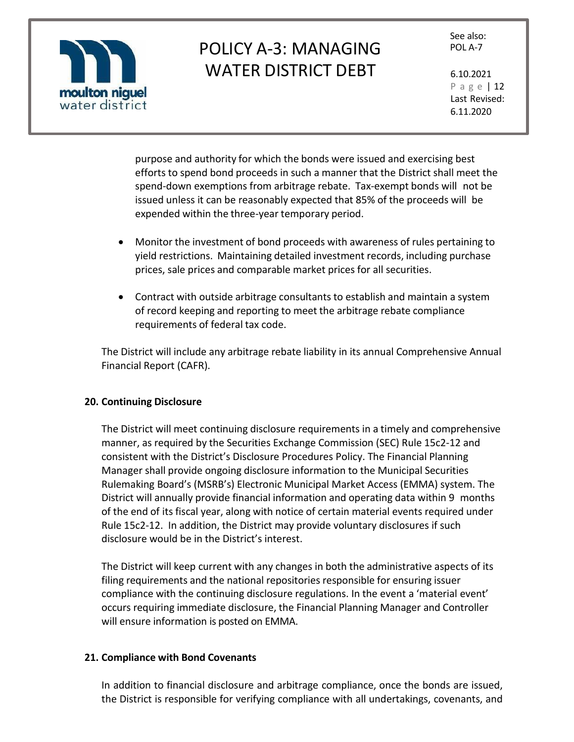purpose and authority for which the bonds were issued and exercising best efforts to spend bond proceeds in such a manner that the District shall meet the spend-down exemptions from arbitrage rebate. Tax-exempt bonds will not be issued unless it can be reasonably expected that 85% of the proceeds will be expended within the three-year temporary period.

- Monitor the investment of bond proceeds with awareness of rules pertaining to yield restrictions. Maintaining detailed investment records, including purchase prices, sale prices and comparable market prices for all securities.

- Contract with outside arbitrage consultants to establish and maintain a system of record keeping and reporting to meet the arbitrage rebate compliance requirements of federal tax code.

The District will include any arbitrage rebate liability in its annual Comprehensive Annual Financial Report (CAFR).

**20. Continuing Disclosure**

The District will meet continuing disclosure requirements in a timely and comprehensive manner, as required by the Securities Exchange Commission (SEC) Rule 15c2-12 and consistent with the District's Disclosure Procedures Policy. The Financial Planning Manager shall provide ongoing disclosure information to the Municipal Securities Rulemaking Board's (MSRB's) Electronic Municipal Market Access (EMMA) system. The District will annually provide financial information and operating data within 9 months of the end of its fiscal year, along with notice of certain material events required under Rule 15c2-12. In addition, the District may provide voluntary disclosures if such disclosure would be in the District's interest.

The District will keep current with any changes in both the administrative aspects of its filing requirements and the national repositories responsible for ensuring issuer compliance with the continuing disclosure regulations. In the event a 'material event' occurs requiring immediate disclosure, the Financial Planning Manager and Controller will ensure information is posted on EMMA.

**21. Compliance with Bond Covenants**

In addition to financial disclosure and arbitrage compliance, once the bonds are issued, the District is responsible for verifying compliance with all undertakings, covenants, and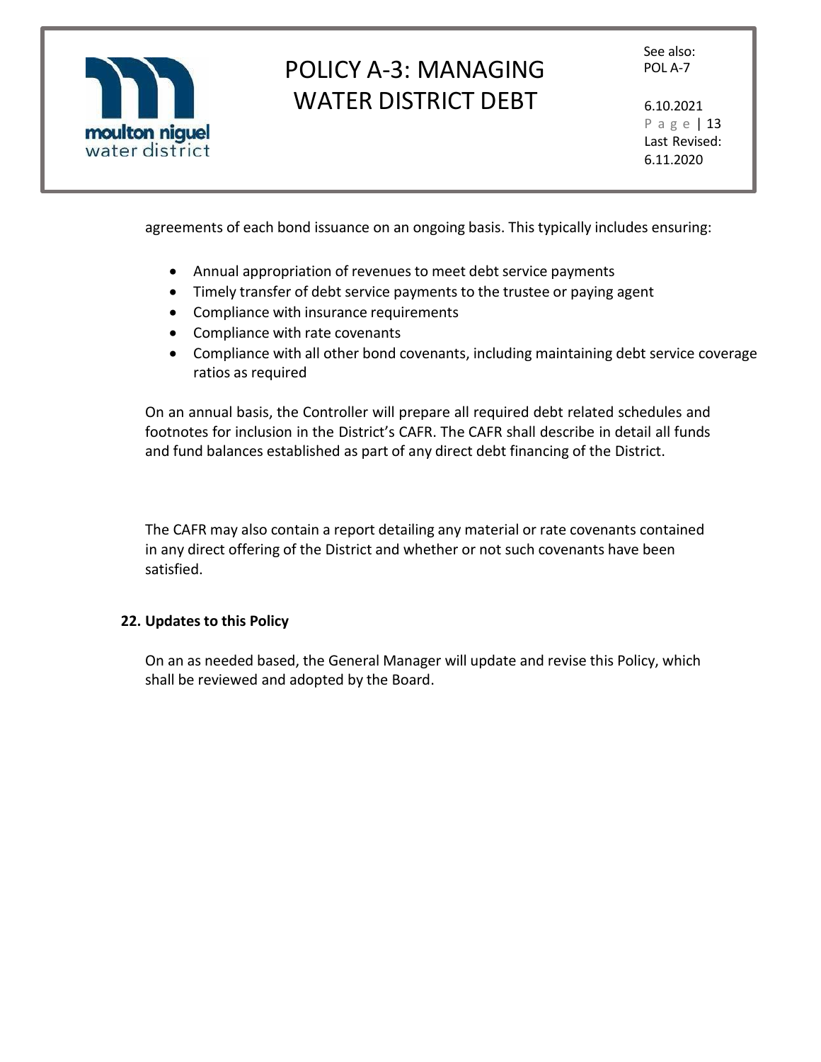agreements of each bond issuance on an ongoing basis. This typically includes ensuring:

- Annual appropriation of revenues to meet debt service payments
- Timely transfer of debt service payments to the trustee or paying agent
- Compliance with insurance requirements
- Compliance with rate covenants
- Compliance with all other bond covenants, including maintaining debt service coverage ratios as required

On an annual basis, the Controller will prepare all required debt related schedules and footnotes for inclusion in the District's CAFR. The CAFR shall describe in detail all funds and fund balances established as part of any direct debt financing of the District.

The CAFR may also contain a report detailing any material or rate covenants contained in any direct offering of the District and whether or not such covenants have been satisfied.

**22. Updates to this Policy**

On an as needed based, the General Manager will update and revise this Policy, which shall be reviewed and adopted by the Board.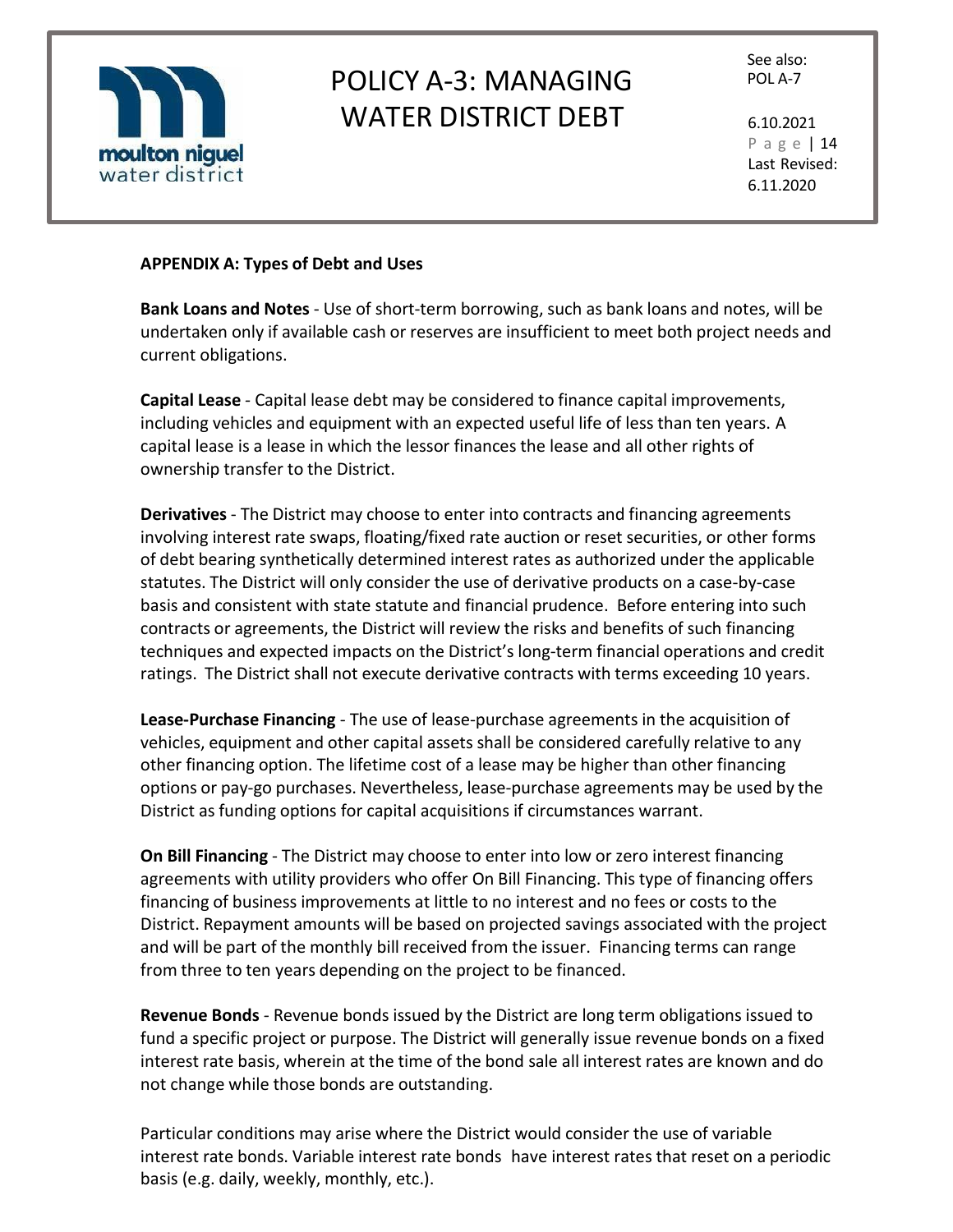**APPENDIX A: Types of Debt and Uses**

**Bank Loans and Notes** - Use of short-term borrowing, such as bank loans and notes, will be undertaken only if available cash or reserves are insufficient to meet both project needs and current obligations.

**Capital Lease** - Capital lease debt may be considered to finance capital improvements, including vehicles and equipment with an expected useful life of less than ten years. A capital lease is a lease in which the lessor finances the lease and all other rights of ownership transfer to the District.

**Derivatives** - The District may choose to enter into contracts and financing agreements involving interest rate swaps, floating/fixed rate auction or reset securities, or other forms of debt bearing synthetically determined interest rates as authorized under the applicable statutes. The District will only consider the use of derivative products on a case-by-case basis and consistent with state statute and financial prudence. Before entering into such contracts or agreements, the District will review the risks and benefits of such financing techniques and expected impacts on the District's long-term financial operations and credit ratings. The District shall not execute derivative contracts with terms exceeding 10 years.

**Lease-Purchase Financing** - The use of lease-purchase agreements in the acquisition of vehicles, equipment and other capital assets shall be considered carefully relative to any other financing option. The lifetime cost of a lease may be higher than other financing options or pay-go purchases. Nevertheless, lease-purchase agreements may be used by the District as funding options for capital acquisitions if circumstances warrant.

**On Bill Financing** - The District may choose to enter into low or zero interest financing agreements with utility providers who offer On Bill Financing. This type of financing offers financing of business improvements at little to no interest and no fees or costs to the District. Repayment amounts will be based on projected savings associated with the project and will be part of the monthly bill received from the issuer. Financing terms can range from three to ten years depending on the project to be financed.

**Revenue Bonds** - Revenue bonds issued by the District are long term obligations issued to fund a specific project or purpose. The District will generally issue revenue bonds on a fixed interest rate basis, wherein at the time of the bond sale all interest rates are known and do not change while those bonds are outstanding.

Particular conditions may arise where the District would consider the use of variable interest rate bonds. Variable interest rate bonds have interest rates that reset on a periodic basis (e.g. daily, weekly, monthly, etc.).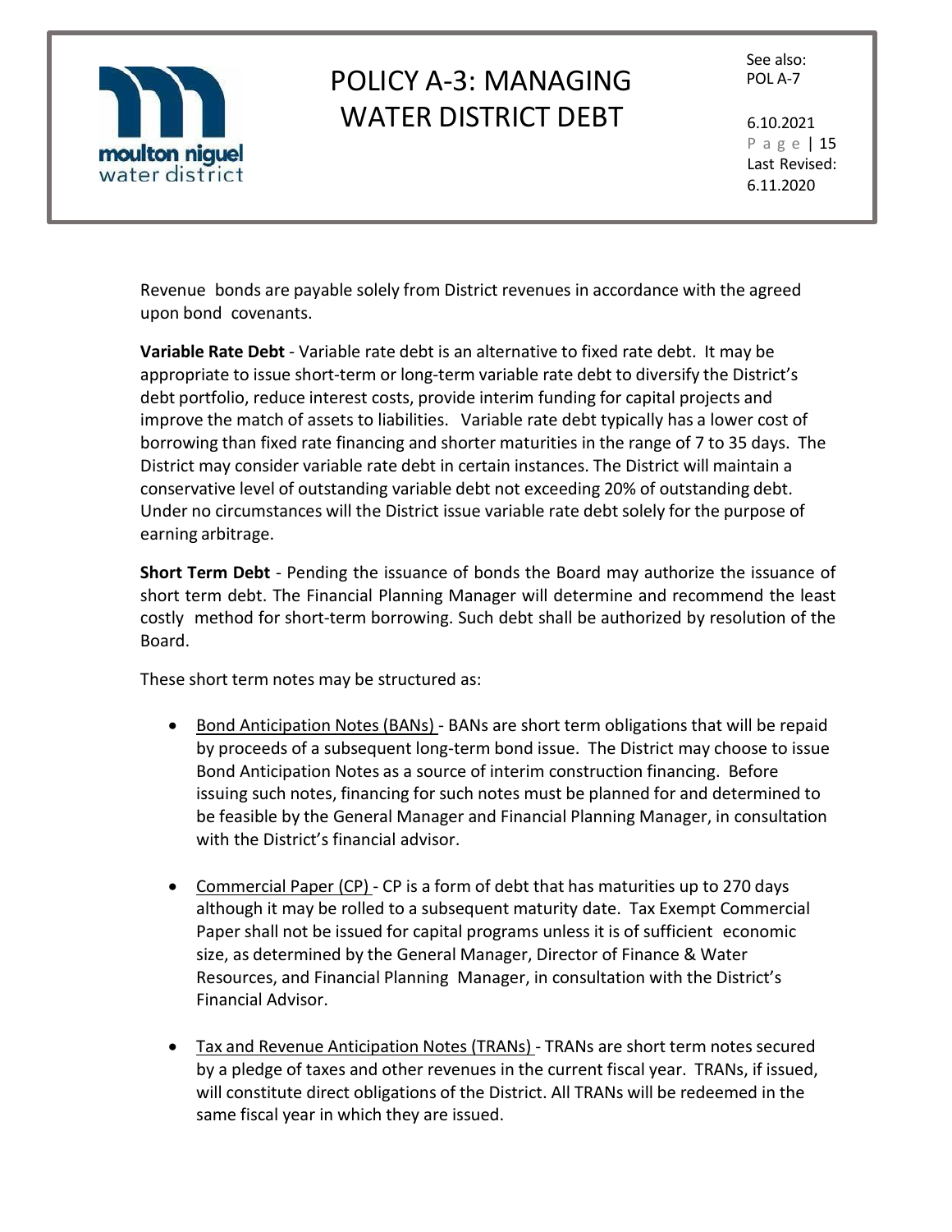Revenue bonds are payable solely from District revenues in accordance with the agreed upon bond covenants.

**Variable Rate Debt** - Variable rate debt is an alternative to fixed rate debt. It may be appropriate to issue short-term or long-term variable rate debt to diversify the District's debt portfolio, reduce interest costs, provide interim funding for capital projects and improve the match of assets to liabilities. Variable rate debt typically has a lower cost of borrowing than fixed rate financing and shorter maturities in the range of 7 to 35 days. The District may consider variable rate debt in certain instances. The District will maintain a conservative level of outstanding variable debt not exceeding 20% of outstanding debt. Under no circumstances will the District issue variable rate debt solely for the purpose of earning arbitrage.

**Short Term Debt** - Pending the issuance of bonds the Board may authorize the issuance of short term debt. The Financial Planning Manager will determine and recommend the least costly method for short-term borrowing. Such debt shall be authorized by resolution of the Board.

These short term notes may be structured as:

- Bond Anticipation Notes (BANs) - BANs are short term obligations that will be repaid by proceeds of a subsequent long-term bond issue. The District may choose to issue Bond Anticipation Notes as a source of interim construction financing. Before issuing such notes, financing for such notes must be planned for and determined to be feasible by the General Manager and Financial Planning Manager, in consultation with the District's financial advisor.

- Commercial Paper (CP) - CP is a form of debt that has maturities up to 270 days although it may be rolled to a subsequent maturity date. Tax Exempt Commercial Paper shall not be issued for capital programs unless it is of sufficient economic size, as determined by the General Manager, Director of Finance & Water Resources, and Financial Planning Manager, in consultation with the District's Financial Advisor.

- Tax and Revenue Anticipation Notes (TRANs) - TRANs are short term notes secured by a pledge of taxes and other revenues in the current fiscal year. TRANs, if issued, will constitute direct obligations of the District. All TRANs will be redeemed in the same fiscal year in which they are issued.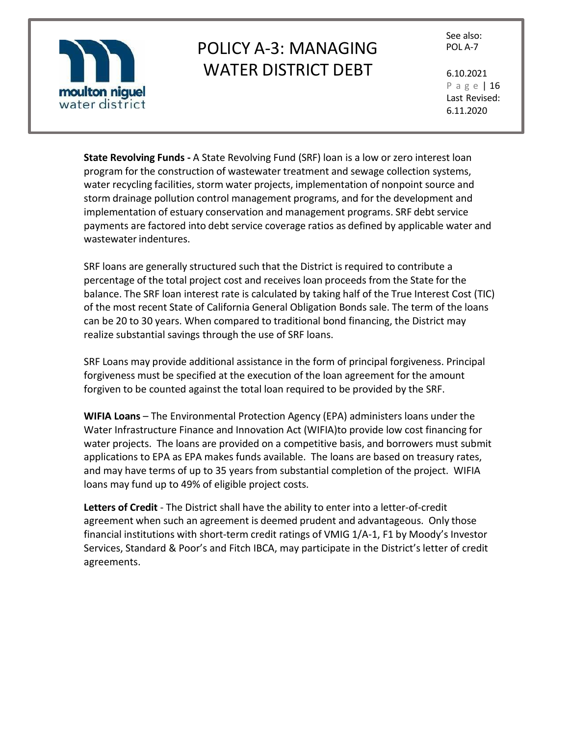**State Revolving Funds -** A State Revolving Fund (SRF) loan is a low or zero interest loan program for the construction of wastewater treatment and sewage collection systems, water recycling facilities, storm water projects, implementation of nonpoint source and storm drainage pollution control management programs, and for the development and implementation of estuary conservation and management programs. SRF debt service payments are factored into debt service coverage ratios as defined by applicable water and wastewater indentures.

SRF loans are generally structured such that the District is required to contribute a percentage of the total project cost and receives loan proceeds from the State for the balance. The SRF loan interest rate is calculated by taking half of the True Interest Cost (TIC) of the most recent State of California General Obligation Bonds sale. The term of the loans can be 20 to 30 years. When compared to traditional bond financing, the District may realize substantial savings through the use of SRF loans.

SRF Loans may provide additional assistance in the form of principal forgiveness. Principal forgiveness must be specified at the execution of the loan agreement for the amount forgiven to be counted against the total loan required to be provided by the SRF.

**WIFIA Loans** – The Environmental Protection Agency (EPA) administers loans under the Water Infrastructure Finance and Innovation Act (WIFIA)to provide low cost financing for water projects. The loans are provided on a competitive basis, and borrowers must submit applications to EPA as EPA makes funds available. The loans are based on treasury rates, and may have terms of up to 35 years from substantial completion of the project. WIFIA loans may fund up to 49% of eligible project costs.

**Letters of Credit** - The District shall have the ability to enter into a letter-of-credit agreement when such an agreement is deemed prudent and advantageous. Only those financial institutions with short-term credit ratings of VMIG 1/A-1, F1 by Moody's Investor Services, Standard & Poor's and Fitch IBCA, may participate in the District's letter of credit agreements.